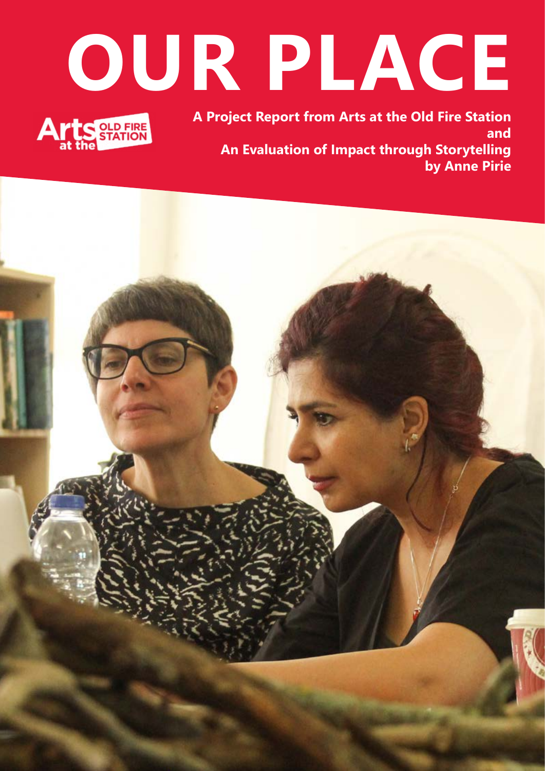# OUR PLACE

Arts at the OLD FIRE STATION

**A Project Report from Arts at the Old Fire Station and An Evaluation of Impact through Storytelling by Anne Pirie**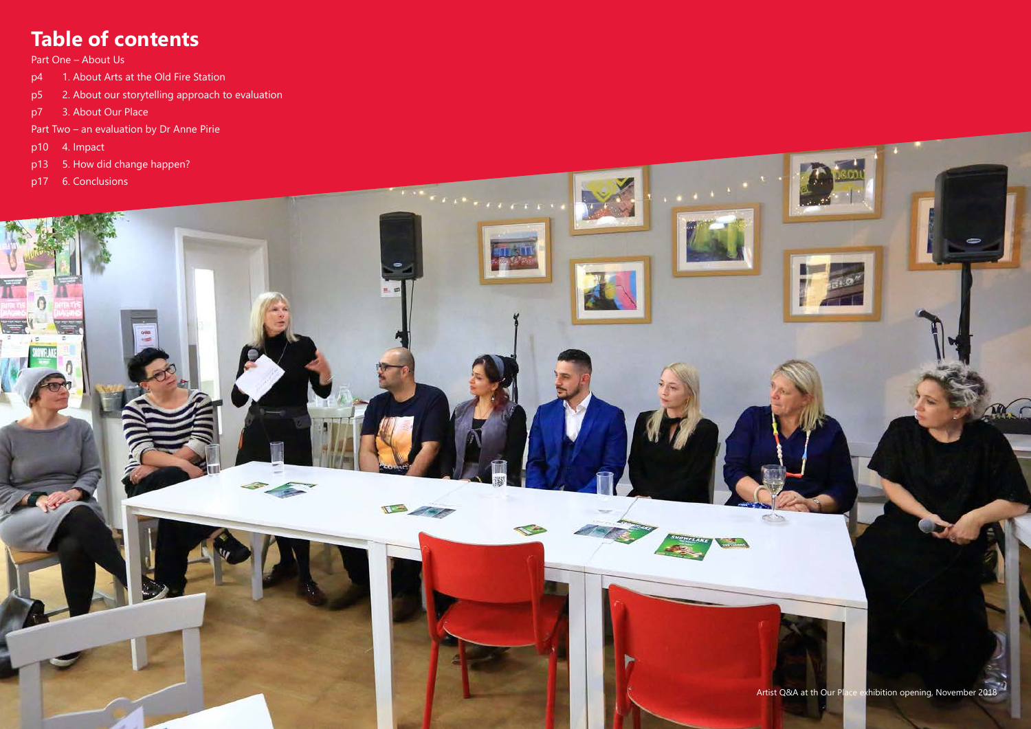# Table of contents

Part One – About Us

- p4 1. About Arts at the Old Fire Station
- p5 2. About our storytelling approach to evaluation
- p7 3. About Our Place

Part Two – an evaluation by Dr Anne Pirie

- p10 4. Impact
- p13 5. How did change happen?
- p17 6. Conclusions

Artist Q&A at th Our Place exhibition opening, November 2018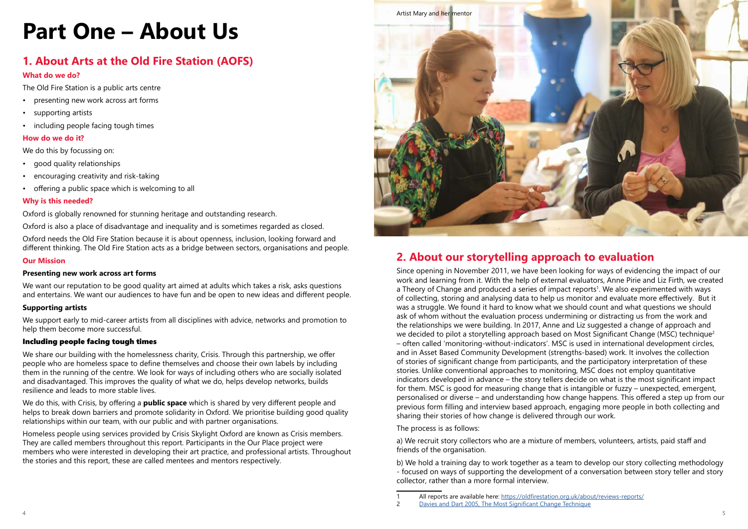# Part One – About Us

## 1. About Arts at the Old Fire Station (AOFS)

### What do we do?

The Old Fire Station is a public arts centre

- presenting new work across art forms
- supporting artists
- including people facing tough times

### How do we do it?

We do this by focussing on:

- good quality relationships
- encouraging creativity and risk-taking
- offering a public space which is welcoming to all

### Why is this needed?

Oxford is globally renowned for stunning heritage and outstanding research.

Oxford is also a place of disadvantage and inequality and is sometimes regarded as closed.

Oxford needs the Old Fire Station because it is about openness, inclusion, looking forward and different thinking. The Old Fire Station acts as a bridge between sectors, organisations and people.

### Our Mission

**Presenting new work across art forms**

We want our reputation to be good quality art aimed at adults which takes a risk, asks questions and entertains. We want our audiences to have fun and be open to new ideas and different people.

**Supporting artists**

We support early to mid-career artists from all disciplines with advice, networks and promotion to help them become more successful.

**Including people facing tough times**

We share our building with the homelessness charity, Crisis. Through this partnership, we offer people who are homeless space to define themselves and choose their own labels by including them in the running of the centre. We look for ways of including others who are socially isolated and disadvantaged. This improves the quality of what we do, helps develop networks, builds resilience and leads to more stable lives.

We do this, with Crisis, by offering a **public space** which is shared by very different people and helps to break down barriers and promote solidarity in Oxford. We prioritise building good quality relationships within our team, with our public and with partner organisations.

Homeless people using services provided by Crisis Skylight Oxford are known as Crisis members. They are called members throughout this report. Participants in the Our Place project were members who were interested in developing their art practice, and professional artists. Throughout the stories and this report, these are called mentees and mentors respectively.

Artist Mary and her mentor

## 2. About our storytelling approach to evaluation

Since opening in November 2011, we have been looking for ways of evidencing the impact of our work and learning from it. With the help of external evaluators, Anne Pirie and Liz Firth, we created a Theory of Change and produced a series of impact reports[1]. We also experimented with ways of collecting, storing and analysing data to help us monitor and evaluate more effectively. But it was a struggle. We found it hard to know what we should count and what questions we should ask of whom without the evaluation process undermining or distracting us from the work and the relationships we were building. In 2017, Anne and Liz suggested a change of approach and we decided to pilot a storytelling approach based on Most Significant Change (MSC) technique[2] – often called 'monitoring-without-indicators'. MSC is used in international development circles, and in Asset Based Community Development (strengths-based) work. It involves the collection of stories of significant change from participants, and the participatory interpretation of these stories. Unlike conventional approaches to monitoring, MSC does not employ quantitative indicators developed in advance – the story tellers decide on what is the most significant impact for them. MSC is good for measuring change that is intangible or fuzzy – unexpected, emergent, personalised or diverse – and understanding how change happens. This offered a step up from our previous form filling and interview based approach, engaging more people in both collecting and sharing their stories of how change is delivered through our work.

The process is as follows:

a) We recruit story collectors who are a mixture of members, volunteers, artists, paid staff and friends of the organisation.

b) We hold a training day to work together as a team to develop our story collecting methodology - focused on ways of supporting the development of a conversation between story teller and story collector, rather than a more formal interview.

---

1 All reports are available here: https://oldfirestation.org.uk/about/reviews-reports/

2 Davies and Dart 2005, The Most Significant Change Technique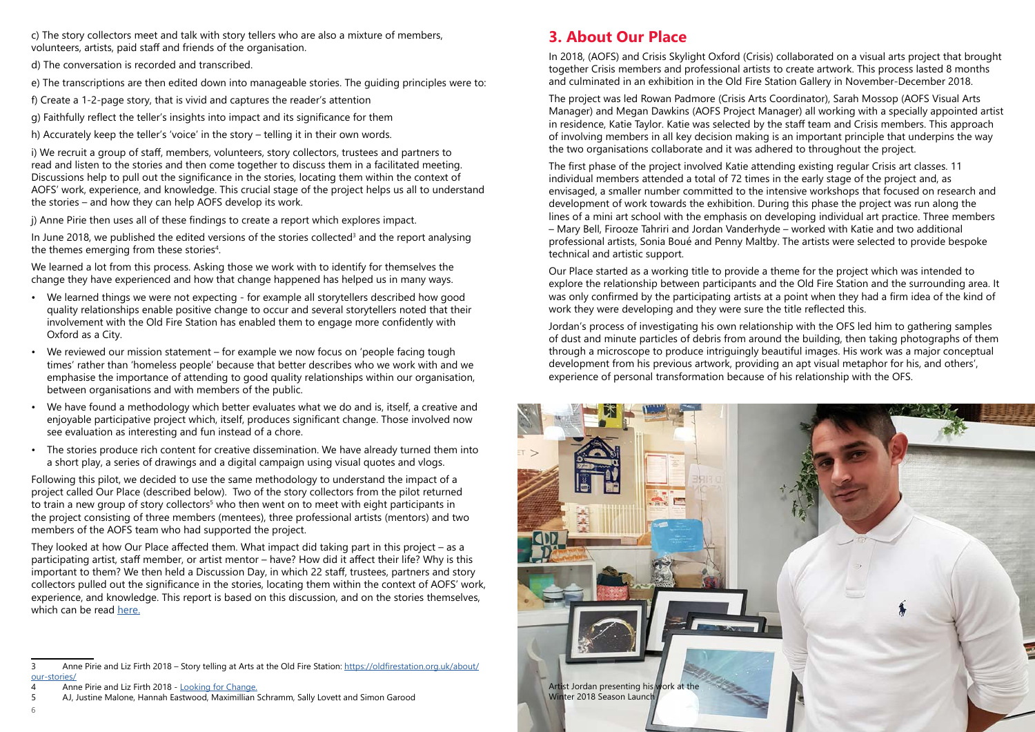c) The story collectors meet and talk with story tellers who are also a mixture of members, volunteers, artists, paid staff and friends of the organisation.

d) The conversation is recorded and transcribed.

e) The transcriptions are then edited down into manageable stories. The guiding principles were to:

f) Create a 1-2-page story, that is vivid and captures the reader's attention

g) Faithfully reflect the teller's insights into impact and its significance for them

h) Accurately keep the teller's 'voice' in the story – telling it in their own words.

i) We recruit a group of staff, members, volunteers, story collectors, trustees and partners to read and listen to the stories and then come together to discuss them in a facilitated meeting. Discussions help to pull out the significance in the stories, locating them within the context of AOFS' work, experience, and knowledge. This crucial stage of the project helps us all to understand the stories – and how they can help AOFS develop its work.

j) Anne Pirie then uses all of these findings to create a report which explores impact.

In June 2018, we published the edited versions of the stories collected[3] and the report analysing the themes emerging from these stories[4].

We learned a lot from this process. Asking those we work with to identify for themselves the change they have experienced and how that change happened has helped us in many ways.

- We learned things we were not expecting - for example all storytellers described how good quality relationships enable positive change to occur and several storytellers noted that their involvement with the Old Fire Station has enabled them to engage more confidently with Oxford as a City.
- We reviewed our mission statement – for example we now focus on 'people facing tough times' rather than 'homeless people' because that better describes who we work with and we emphasise the importance of attending to good quality relationships within our organisation, between organisations and with members of the public.
- We have found a methodology which better evaluates what we do and is, itself, a creative and enjoyable participative project which, itself, produces significant change. Those involved now see evaluation as interesting and fun instead of a chore.
- The stories produce rich content for creative dissemination. We have already turned them into a short play, a series of drawings and a digital campaign using visual quotes and vlogs.

Following this pilot, we decided to use the same methodology to understand the impact of a project called Our Place (described below). Two of the story collectors from the pilot returned to train a new group of story collectors[5] who then went on to meet with eight participants in the project consisting of three members (mentees), three professional artists (mentors) and two members of the AOFS team who had supported the project.

They looked at how Our Place affected them. What impact did taking part in this project – as a participating artist, staff member, or artist mentor – have? How did it affect their life? Why is this important to them? We then held a Discussion Day, in which 22 staff, trustees, partners and story collectors pulled out the significance in the stories, locating them within the context of AOFS' work, experience, and knowledge. This report is based on this discussion, and on the stories themselves, which can be read here.

## 3. About Our Place

In 2018, (AOFS) and Crisis Skylight Oxford (Crisis) collaborated on a visual arts project that brought together Crisis members and professional artists to create artwork. This process lasted 8 months and culminated in an exhibition in the Old Fire Station Gallery in November-December 2018.

The project was led Rowan Padmore (Crisis Arts Coordinator), Sarah Mossop (AOFS Visual Arts Manager) and Megan Dawkins (AOFS Project Manager) all working with a specially appointed artist in residence, Katie Taylor. Katie was selected by the staff team and Crisis members. This approach of involving members in all key decision making is an important principle that underpins the way the two organisations collaborate and it was adhered to throughout the project.

The first phase of the project involved Katie attending existing regular Crisis art classes. 11 individual members attended a total of 72 times in the early stage of the project and, as envisaged, a smaller number committed to the intensive workshops that focused on research and development of work towards the exhibition. During this phase the project was run along the lines of a mini art school with the emphasis on developing individual art practice. Three members – Mary Bell, Firooze Tahriri and Jordan Vanderhyde – worked with Katie and two additional professional artists, Sonia Boué and Penny Maltby. The artists were selected to provide bespoke technical and artistic support.

Our Place started as a working title to provide a theme for the project which was intended to explore the relationship between participants and the Old Fire Station and the surrounding area. It was only confirmed by the participating artists at a point when they had a firm idea of the kind of work they were developing and they were sure the title reflected this.

Jordan's process of investigating his own relationship with the OFS led him to gathering samples of dust and minute particles of debris from around the building, then taking photographs of them through a microscope to produce intriguingly beautiful images. His work was a major conceptual development from his previous artwork, providing an apt visual metaphor for his, and others', experience of personal transformation because of his relationship with the OFS.

Artist Jordan presenting his work at the Winter 2018 Season Launch

---

3 Anne Pirie and Liz Firth 2018 – Story telling at Arts at the Old Fire Station: https://oldfirestation.org.uk/about/our-stories/

4 Anne Pirie and Liz Firth 2018 - Looking for Change.

5 AJ, Justine Malone, Hannah Eastwood, Maximillian Schramm, Sally Lovett and Simon Garood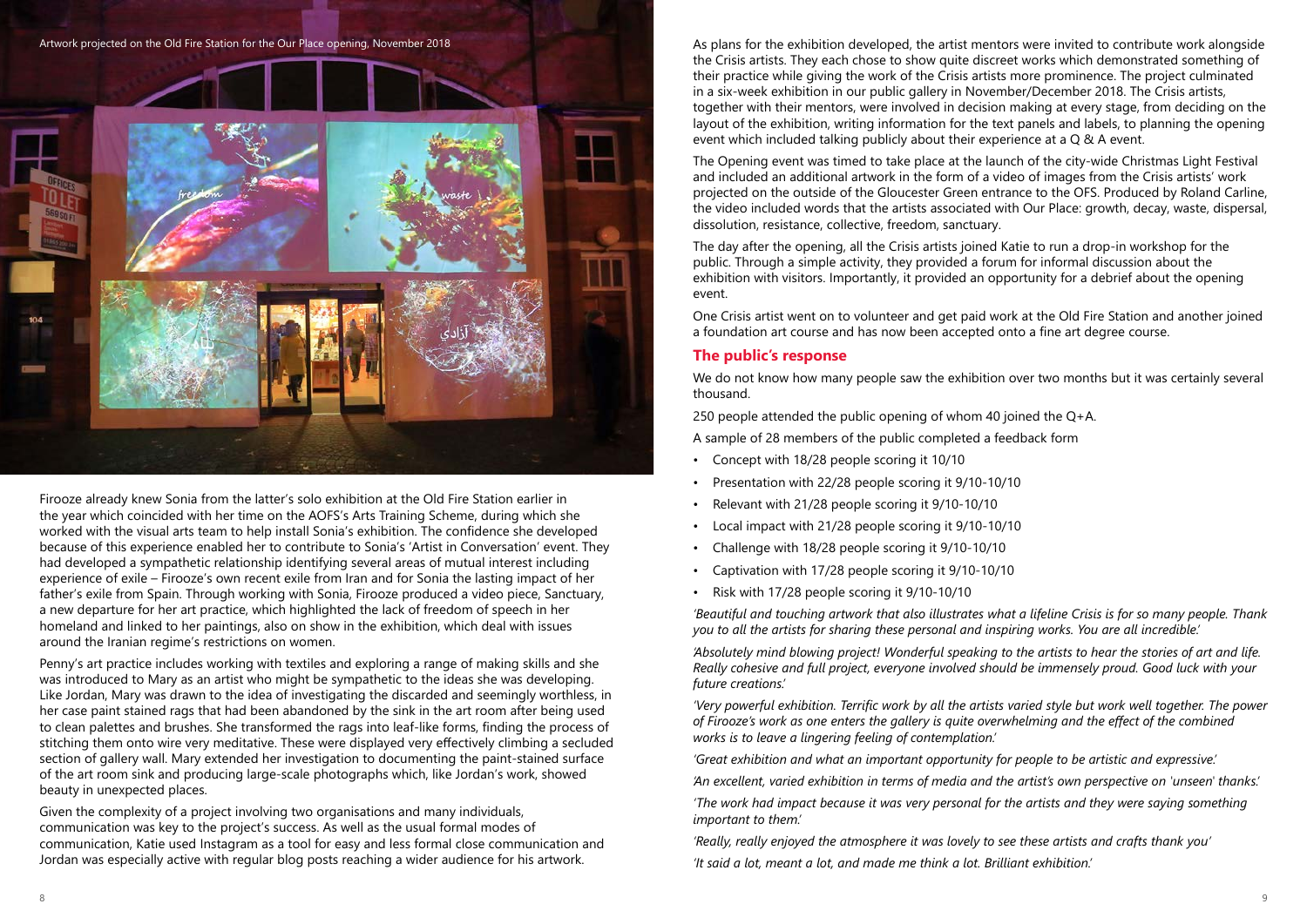Artwork projected on the Old Fire Station for the Our Place opening, November 2018

Firooze already knew Sonia from the latter's solo exhibition at the Old Fire Station earlier in the year which coincided with her time on the AOFS's Arts Training Scheme, during which she worked with the visual arts team to help install Sonia's exhibition. The confidence she developed because of this experience enabled her to contribute to Sonia's 'Artist in Conversation' event. They had developed a sympathetic relationship identifying several areas of mutual interest including experience of exile – Firooze's own recent exile from Iran and for Sonia the lasting impact of her father's exile from Spain. Through working with Sonia, Firooze produced a video piece, Sanctuary, a new departure for her art practice, which highlighted the lack of freedom of speech in her homeland and linked to her paintings, also on show in the exhibition, which deal with issues around the Iranian regime's restrictions on women.

Penny's art practice includes working with textiles and exploring a range of making skills and she was introduced to Mary as an artist who might be sympathetic to the ideas she was developing. Like Jordan, Mary was drawn to the idea of investigating the discarded and seemingly worthless, in her case paint stained rags that had been abandoned by the sink in the art room after being used to clean palettes and brushes. She transformed the rags into leaf-like forms, finding the process of stitching them onto wire very meditative. These were displayed very effectively climbing a secluded section of gallery wall. Mary extended her investigation to documenting the paint-stained surface of the art room sink and producing large-scale photographs which, like Jordan's work, showed beauty in unexpected places.

Given the complexity of a project involving two organisations and many individuals, communication was key to the project's success. As well as the usual formal modes of communication, Katie used Instagram as a tool for easy and less formal close communication and Jordan was especially active with regular blog posts reaching a wider audience for his artwork.

As plans for the exhibition developed, the artist mentors were invited to contribute work alongside the Crisis artists. They each chose to show quite discreet works which demonstrated something of their practice while giving the work of the Crisis artists more prominence. The project culminated in a six-week exhibition in our public gallery in November/December 2018. The Crisis artists, together with their mentors, were involved in decision making at every stage, from deciding on the layout of the exhibition, writing information for the text panels and labels, to planning the opening event which included talking publicly about their experience at a Q & A event.

The Opening event was timed to take place at the launch of the city-wide Christmas Light Festival and included an additional artwork in the form of a video of images from the Crisis artists' work projected on the outside of the Gloucester Green entrance to the OFS. Produced by Roland Carline, the video included words that the artists associated with Our Place: growth, decay, waste, dispersal, dissolution, resistance, collective, freedom, sanctuary.

The day after the opening, all the Crisis artists joined Katie to run a drop-in workshop for the public. Through a simple activity, they provided a forum for informal discussion about the exhibition with visitors. Importantly, it provided an opportunity for a debrief about the opening event.

One Crisis artist went on to volunteer and get paid work at the Old Fire Station and another joined a foundation art course and has now been accepted onto a fine art degree course.

## The public's response

We do not know how many people saw the exhibition over two months but it was certainly several thousand.

250 people attended the public opening of whom 40 joined the Q+A.

A sample of 28 members of the public completed a feedback form

- Concept with 18/28 people scoring it 10/10
- Presentation with 22/28 people scoring it 9/10-10/10
- Relevant with 21/28 people scoring it 9/10-10/10
- Local impact with 21/28 people scoring it 9/10-10/10
- Challenge with 18/28 people scoring it 9/10-10/10
- Captivation with 17/28 people scoring it 9/10-10/10
- Risk with 17/28 people scoring it 9/10-10/10

*'Beautiful and touching artwork that also illustrates what a lifeline Crisis is for so many people. Thank you to all the artists for sharing these personal and inspiring works. You are all incredible.'*

*'Absolutely mind blowing project! Wonderful speaking to the artists to hear the stories of art and life. Really cohesive and full project, everyone involved should be immensely proud. Good luck with your future creations.'*

*'Very powerful exhibition. Terrific work by all the artists varied style but work well together. The power of Firooze's work as one enters the gallery is quite overwhelming and the effect of the combined works is to leave a lingering feeling of contemplation.'*

*'Great exhibition and what an important opportunity for people to be artistic and expressive.'*

*'An excellent, varied exhibition in terms of media and the artist's own perspective on 'unseen' thanks.'*

*'The work had impact because it was very personal for the artists and they were saying something important to them.'*

*'Really, really enjoyed the atmosphere it was lovely to see these artists and crafts thank you'*

*'It said a lot, meant a lot, and made me think a lot. Brilliant exhibition.'*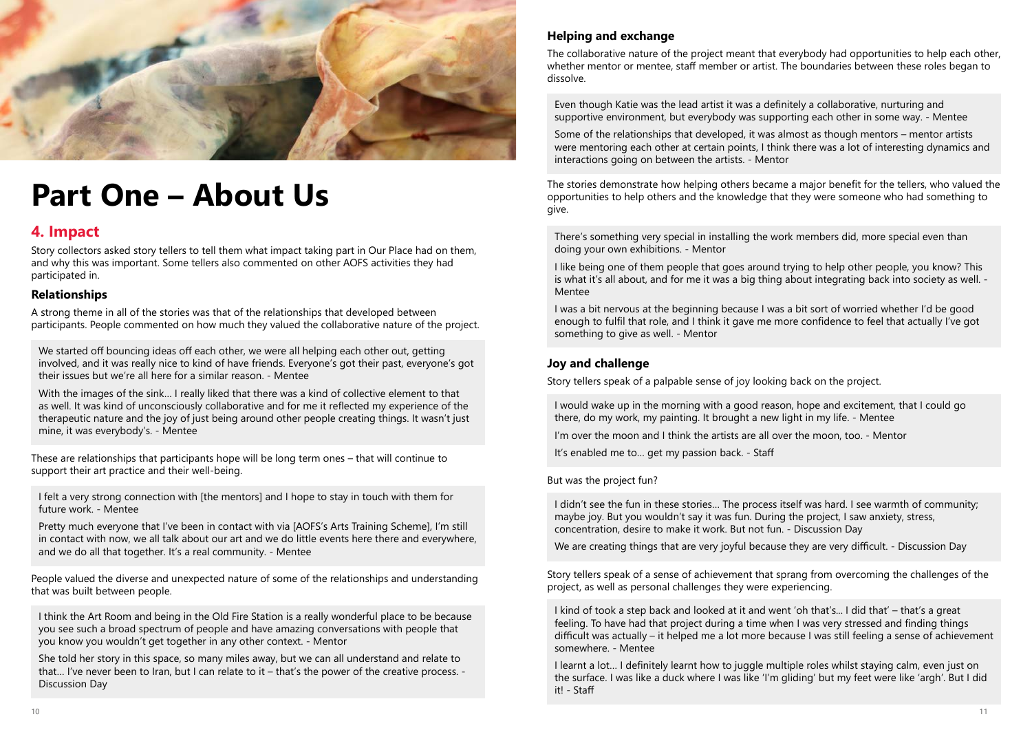# Part One – About Us

## 4. Impact

Story collectors asked story tellers to tell them what impact taking part in Our Place had on them, and why this was important. Some tellers also commented on other AOFS activities they had participated in.

### Relationships

A strong theme in all of the stories was that of the relationships that developed between participants. People commented on how much they valued the collaborative nature of the project.

> We started off bouncing ideas off each other, we were all helping each other out, getting involved, and it was really nice to kind of have friends. Everyone's got their past, everyone's got their issues but we're all here for a similar reason. - Mentee
>
> With the images of the sink... I really liked that there was a kind of collective element to that as well. It was kind of unconsciously collaborative and for me it reflected my experience of the therapeutic nature and the joy of just being around other people creating things. It wasn't just mine, it was everybody's. - Mentee

These are relationships that participants hope will be long term ones – that will continue to support their art practice and their well-being.

> I felt a very strong connection with [the mentors] and I hope to stay in touch with them for future work. - Mentee
>
> Pretty much everyone that I've been in contact with via [AOFS's Arts Training Scheme], I'm still in contact with now, we all talk about our art and we do little events here there and everywhere, and we do all that together. It's a real community. - Mentee

People valued the diverse and unexpected nature of some of the relationships and understanding that was built between people.

> I think the Art Room and being in the Old Fire Station is a really wonderful place to be because you see such a broad spectrum of people and have amazing conversations with people that you know you wouldn't get together in any other context. - Mentor
>
> She told her story in this space, so many miles away, but we can all understand and relate to that... I've never been to Iran, but I can relate to it – that's the power of the creative process. - Discussion Day

### Helping and exchange

The collaborative nature of the project meant that everybody had opportunities to help each other, whether mentor or mentee, staff member or artist. The boundaries between these roles began to dissolve.

> Even though Katie was the lead artist it was a definitely a collaborative, nurturing and supportive environment, but everybody was supporting each other in some way. - Mentee
>
> Some of the relationships that developed, it was almost as though mentors – mentor artists were mentoring each other at certain points, I think there was a lot of interesting dynamics and interactions going on between the artists. - Mentor

The stories demonstrate how helping others became a major benefit for the tellers, who valued the opportunities to help others and the knowledge that they were someone who had something to give.

> There's something very special in installing the work members did, more special even than doing your own exhibitions. - Mentor
>
> I like being one of them people that goes around trying to help other people, you know? This is what it's all about, and for me it was a big thing about integrating back into society as well. - Mentee
>
> I was a bit nervous at the beginning because I was a bit sort of worried whether I'd be good enough to fulfil that role, and I think it gave me more confidence to feel that actually I've got something to give as well. - Mentor

### Joy and challenge

Story tellers speak of a palpable sense of joy looking back on the project.

> I would wake up in the morning with a good reason, hope and excitement, that I could go there, do my work, my painting. It brought a new light in my life. - Mentee
>
> I'm over the moon and I think the artists are all over the moon, too. - Mentor
>
> It's enabled me to... get my passion back. - Staff

But was the project fun?

> I didn't see the fun in these stories... The process itself was hard. I see warmth of community; maybe joy. But you wouldn't say it was fun. During the project, I saw anxiety, stress, concentration, desire to make it work. But not fun. - Discussion Day
>
> We are creating things that are very joyful because they are very difficult. - Discussion Day

Story tellers speak of a sense of achievement that sprang from overcoming the challenges of the project, as well as personal challenges they were experiencing.

> I kind of took a step back and looked at it and went 'oh that's... I did that' – that's a great feeling. To have had that project during a time when I was very stressed and finding things difficult was actually – it helped me a lot more because I was still feeling a sense of achievement somewhere. - Mentee
>
> I learnt a lot... I definitely learnt how to juggle multiple roles whilst staying calm, even just on the surface. I was like a duck where I was like 'I'm gliding' but my feet were like 'argh'. But I did it! - Staff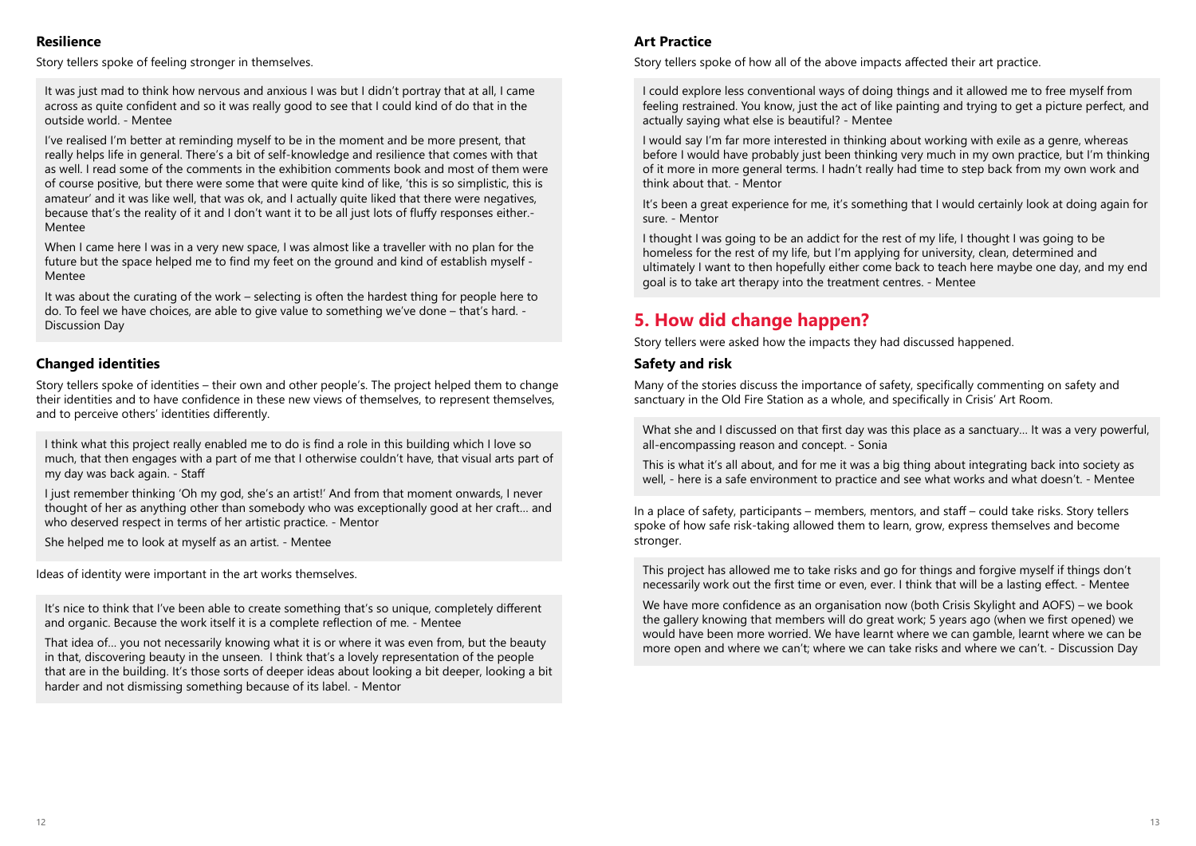### Resilience

Story tellers spoke of feeling stronger in themselves.

It was just mad to think how nervous and anxious I was but I didn't portray that at all, I came across as quite confident and so it was really good to see that I could kind of do that in the outside world. - Mentee

I've realised I'm better at reminding myself to be in the moment and be more present, that really helps life in general. There's a bit of self-knowledge and resilience that comes with that as well. I read some of the comments in the exhibition comments book and most of them were of course positive, but there were some that were quite kind of like, 'this is so simplistic, this is amateur' and it was like well, that was ok, and I actually quite liked that there were negatives, because that's the reality of it and I don't want it to be all just lots of fluffy responses either.- Mentee

When I came here I was in a very new space, I was almost like a traveller with no plan for the future but the space helped me to find my feet on the ground and kind of establish myself - Mentee

It was about the curating of the work – selecting is often the hardest thing for people here to do. To feel we have choices, are able to give value to something we've done – that's hard. - Discussion Day

### Changed identities

Story tellers spoke of identities – their own and other people's. The project helped them to change their identities and to have confidence in these new views of themselves, to represent themselves, and to perceive others' identities differently.

I think what this project really enabled me to do is find a role in this building which I love so much, that then engages with a part of me that I otherwise couldn't have, that visual arts part of my day was back again. - Staff

I just remember thinking 'Oh my god, she's an artist!' And from that moment onwards, I never thought of her as anything other than somebody who was exceptionally good at her craft… and who deserved respect in terms of her artistic practice. - Mentor

She helped me to look at myself as an artist. - Mentee

Ideas of identity were important in the art works themselves.

It's nice to think that I've been able to create something that's so unique, completely different and organic. Because the work itself it is a complete reflection of me. - Mentee

That idea of… you not necessarily knowing what it is or where it was even from, but the beauty in that, discovering beauty in the unseen. I think that's a lovely representation of the people that are in the building. It's those sorts of deeper ideas about looking a bit deeper, looking a bit harder and not dismissing something because of its label. - Mentor

### Art Practice

Story tellers spoke of how all of the above impacts affected their art practice.

I could explore less conventional ways of doing things and it allowed me to free myself from feeling restrained. You know, just the act of like painting and trying to get a picture perfect, and actually saying what else is beautiful? - Mentee

I would say I'm far more interested in thinking about working with exile as a genre, whereas before I would have probably just been thinking very much in my own practice, but I'm thinking of it more in more general terms. I hadn't really had time to step back from my own work and think about that. - Mentor

It's been a great experience for me, it's something that I would certainly look at doing again for sure. - Mentor

I thought I was going to be an addict for the rest of my life, I thought I was going to be homeless for the rest of my life, but I'm applying for university, clean, determined and ultimately I want to then hopefully either come back to teach here maybe one day, and my end goal is to take art therapy into the treatment centres. - Mentee

## 5. How did change happen?

Story tellers were asked how the impacts they had discussed happened.

### Safety and risk

Many of the stories discuss the importance of safety, specifically commenting on safety and sanctuary in the Old Fire Station as a whole, and specifically in Crisis' Art Room.

What she and I discussed on that first day was this place as a sanctuary… It was a very powerful, all-encompassing reason and concept. - Sonia

This is what it's all about, and for me it was a big thing about integrating back into society as well, - here is a safe environment to practice and see what works and what doesn't. - Mentee

In a place of safety, participants – members, mentors, and staff – could take risks. Story tellers spoke of how safe risk-taking allowed them to learn, grow, express themselves and become stronger.

This project has allowed me to take risks and go for things and forgive myself if things don't necessarily work out the first time or even, ever. I think that will be a lasting effect. - Mentee

We have more confidence as an organisation now (both Crisis Skylight and AOFS) – we book the gallery knowing that members will do great work; 5 years ago (when we first opened) we would have been more worried. We have learnt where we can gamble, learnt where we can be more open and where we can't; where we can take risks and where we can't. - Discussion Day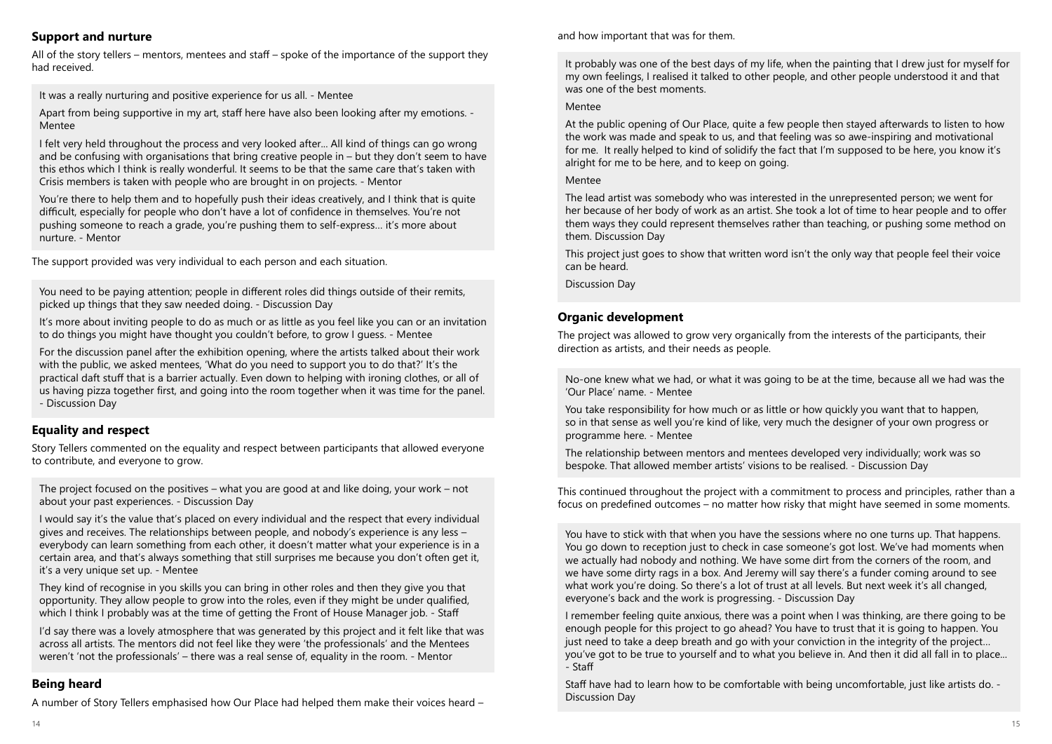## Support and nurture

All of the story tellers – mentors, mentees and staff – spoke of the importance of the support they had received.

> It was a really nurturing and positive experience for us all. - Mentee
>
> Apart from being supportive in my art, staff here have also been looking after my emotions. - Mentee
>
> I felt very held throughout the process and very looked after... All kind of things can go wrong and be confusing with organisations that bring creative people in – but they don't seem to have this ethos which I think is really wonderful. It seems to be that the same care that's taken with Crisis members is taken with people who are brought in on projects. - Mentor
>
> You're there to help them and to hopefully push their ideas creatively, and I think that is quite difficult, especially for people who don't have a lot of confidence in themselves. You're not pushing someone to reach a grade, you're pushing them to self-express… it's more about nurture. - Mentor

The support provided was very individual to each person and each situation.

> You need to be paying attention; people in different roles did things outside of their remits, picked up things that they saw needed doing. - Discussion Day
>
> It's more about inviting people to do as much or as little as you feel like you can or an invitation to do things you might have thought you couldn't before, to grow I guess. - Mentee
>
> For the discussion panel after the exhibition opening, where the artists talked about their work with the public, we asked mentees, 'What do you need to support you to do that?' It's the practical daft stuff that is a barrier actually. Even down to helping with ironing clothes, or all of us having pizza together first, and going into the room together when it was time for the panel. - Discussion Day

## Equality and respect

Story Tellers commented on the equality and respect between participants that allowed everyone to contribute, and everyone to grow.

> The project focused on the positives – what you are good at and like doing, your work – not about your past experiences. - Discussion Day
>
> I would say it's the value that's placed on every individual and the respect that every individual gives and receives. The relationships between people, and nobody's experience is any less – everybody can learn something from each other, it doesn't matter what your experience is in a certain area, and that's always something that still surprises me because you don't often get it, it's a very unique set up. - Mentee
>
> They kind of recognise in you skills you can bring in other roles and then they give you that opportunity. They allow people to grow into the roles, even if they might be under qualified, which I think I probably was at the time of getting the Front of House Manager job. - Staff
>
> I'd say there was a lovely atmosphere that was generated by this project and it felt like that was across all artists. The mentors did not feel like they were 'the professionals' and the Mentees weren't 'not the professionals' – there was a real sense of, equality in the room. - Mentor

## Being heard

A number of Story Tellers emphasised how Our Place had helped them make their voices heard – and how important that was for them.

> It probably was one of the best days of my life, when the painting that I drew just for myself for my own feelings, I realised it talked to other people, and other people understood it and that was one of the best moments.
>
> Mentee
>
> At the public opening of Our Place, quite a few people then stayed afterwards to listen to how the work was made and speak to us, and that feeling was so awe-inspiring and motivational for me. It really helped to kind of solidify the fact that I'm supposed to be here, you know it's alright for me to be here, and to keep on going.
>
> Mentee
>
> The lead artist was somebody who was interested in the unrepresented person; we went for her because of her body of work as an artist. She took a lot of time to hear people and to offer them ways they could represent themselves rather than teaching, or pushing some method on them. Discussion Day
>
> This project just goes to show that written word isn't the only way that people feel their voice can be heard.
>
> Discussion Day

## Organic development

The project was allowed to grow very organically from the interests of the participants, their direction as artists, and their needs as people.

> No-one knew what we had, or what it was going to be at the time, because all we had was the 'Our Place' name. - Mentee
>
> You take responsibility for how much or as little or how quickly you want that to happen, so in that sense as well you're kind of like, very much the designer of your own progress or programme here. - Mentee
>
> The relationship between mentors and mentees developed very individually; work was so bespoke. That allowed member artists' visions to be realised. - Discussion Day

This continued throughout the project with a commitment to process and principles, rather than a focus on predefined outcomes – no matter how risky that might have seemed in some moments.

> You have to stick with that when you have the sessions where no one turns up. That happens. You go down to reception just to check in case someone's got lost. We've had moments when we actually had nobody and nothing. We have some dirt from the corners of the room, and we have some dirty rags in a box. And Jeremy will say there's a funder coming around to see what work you're doing. So there's a lot of trust at all levels. But next week it's all changed, everyone's back and the work is progressing. - Discussion Day
>
> I remember feeling quite anxious, there was a point when I was thinking, are there going to be enough people for this project to go ahead? You have to trust that it is going to happen. You just need to take a deep breath and go with your conviction in the integrity of the project… you've got to be true to yourself and to what you believe in. And then it did all fall in to place... - Staff
>
> Staff have had to learn how to be comfortable with being uncomfortable, just like artists do. - Discussion Day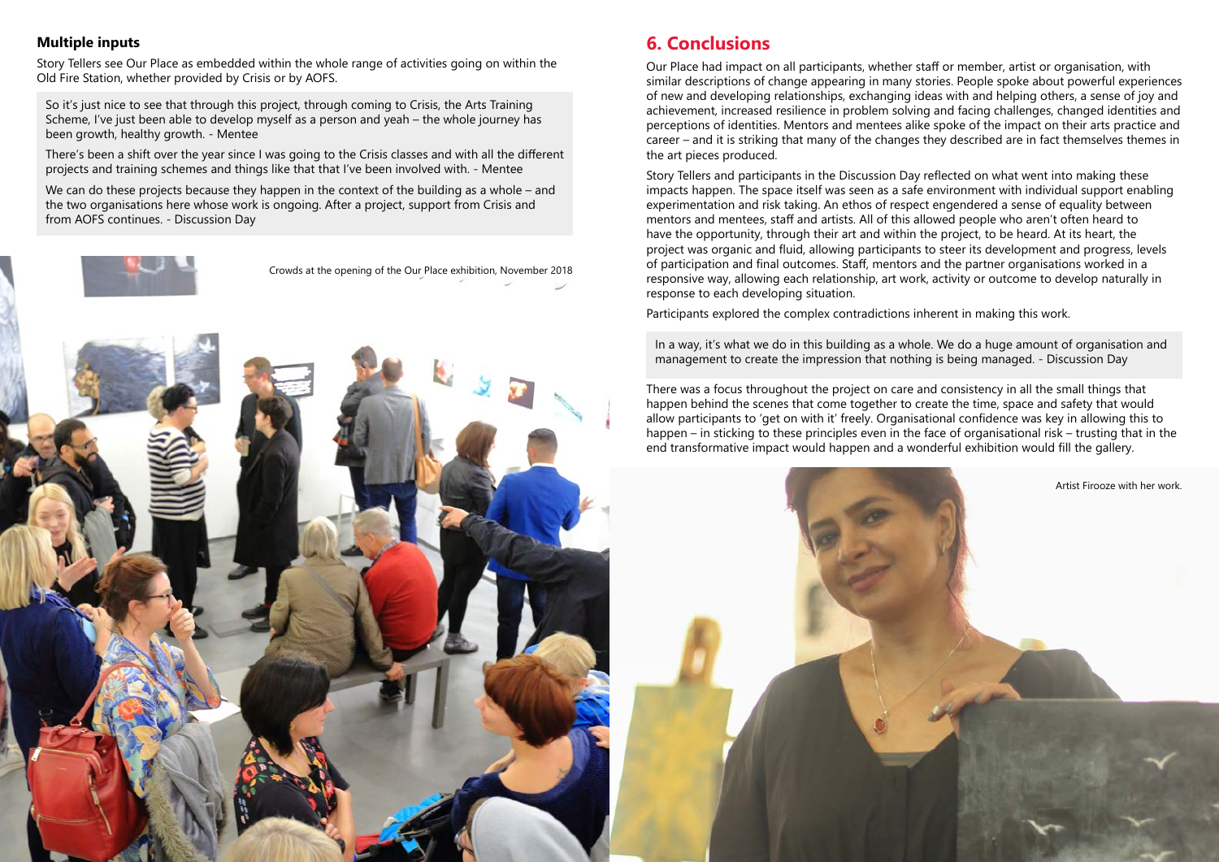### Multiple inputs

Story Tellers see Our Place as embedded within the whole range of activities going on within the Old Fire Station, whether provided by Crisis or by AOFS.

> So it's just nice to see that through this project, through coming to Crisis, the Arts Training Scheme, I've just been able to develop myself as a person and yeah – the whole journey has been growth, healthy growth. - Mentee
>
> There's been a shift over the year since I was going to the Crisis classes and with all the different projects and training schemes and things like that that I've been involved with. - Mentee
>
> We can do these projects because they happen in the context of the building as a whole – and the two organisations here whose work is ongoing. After a project, support from Crisis and from AOFS continues. - Discussion Day

Crowds at the opening of the Our Place exhibition, November 2018

## 6. Conclusions

Our Place had impact on all participants, whether staff or member, artist or organisation, with similar descriptions of change appearing in many stories. People spoke about powerful experiences of new and developing relationships, exchanging ideas with and helping others, a sense of joy and achievement, increased resilience in problem solving and facing challenges, changed identities and perceptions of identities. Mentors and mentees alike spoke of the impact on their arts practice and career – and it is striking that many of the changes they described are in fact themselves themes in the art pieces produced.

Story Tellers and participants in the Discussion Day reflected on what went into making these impacts happen. The space itself was seen as a safe environment with individual support enabling experimentation and risk taking. An ethos of respect engendered a sense of equality between mentors and mentees, staff and artists. All of this allowed people who aren't often heard to have the opportunity, through their art and within the project, to be heard. At its heart, the project was organic and fluid, allowing participants to steer its development and progress, levels of participation and final outcomes. Staff, mentors and the partner organisations worked in a responsive way, allowing each relationship, art work, activity or outcome to develop naturally in response to each developing situation.

Participants explored the complex contradictions inherent in making this work.

> In a way, it's what we do in this building as a whole. We do a huge amount of organisation and management to create the impression that nothing is being managed. - Discussion Day

There was a focus throughout the project on care and consistency in all the small things that happen behind the scenes that come together to create the time, space and safety that would allow participants to 'get on with it' freely. Organisational confidence was key in allowing this to happen – in sticking to these principles even in the face of organisational risk – trusting that in the end transformative impact would happen and a wonderful exhibition would fill the gallery.

Artist Firooze with her work.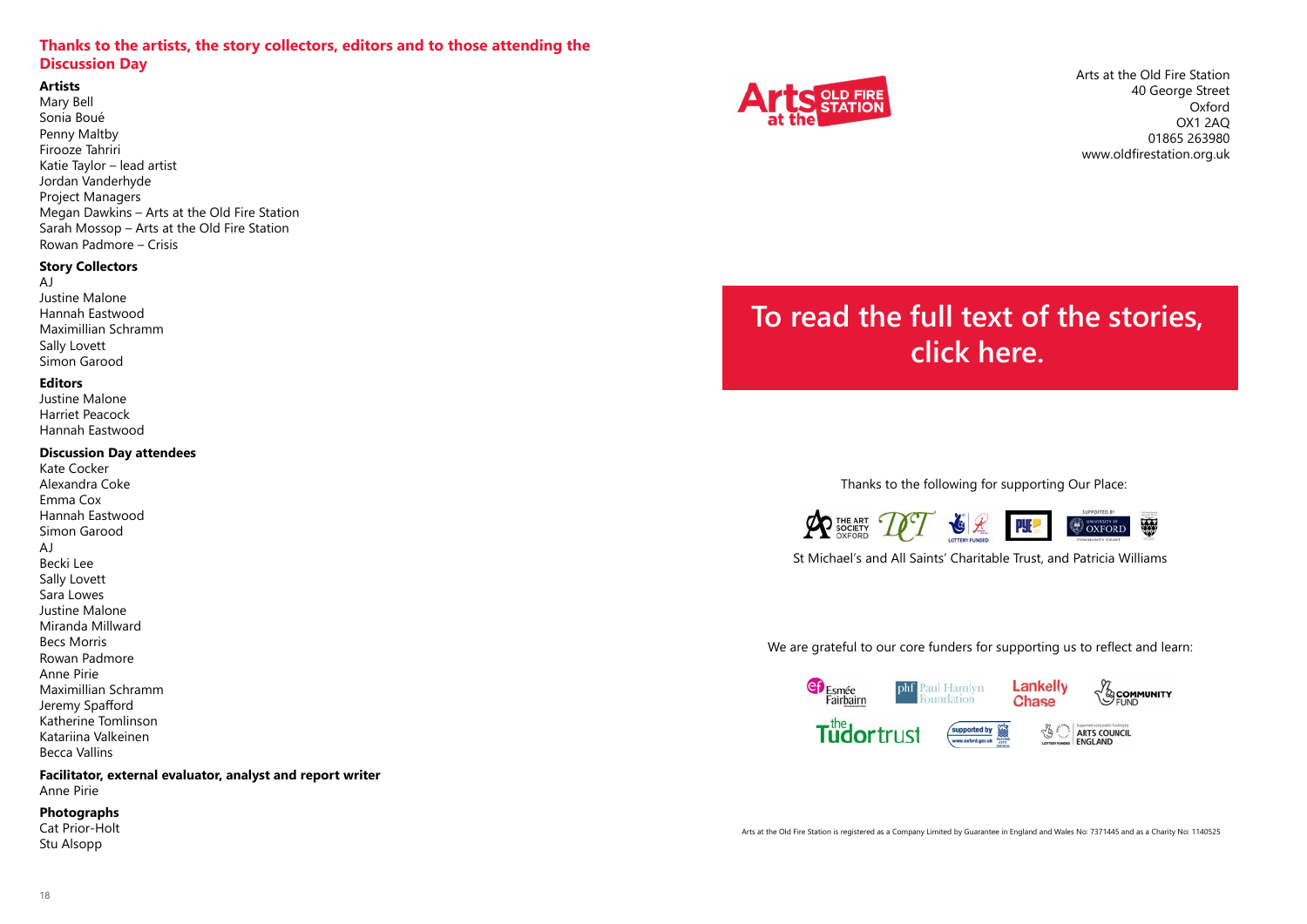## Thanks to the artists, the story collectors, editors and to those attending the Discussion Day

### Artists

Mary Bell
Sonia Boué
Penny Maltby
Firooze Tahriri
Katie Taylor – lead artist
Jordan Vanderhyde
Project Managers
Megan Dawkins – Arts at the Old Fire Station
Sarah Mossop – Arts at the Old Fire Station
Rowan Padmore – Crisis

### Story Collectors

AJ
Justine Malone
Hannah Eastwood
Maximillian Schramm
Sally Lovett
Simon Garood

### Editors

Justine Malone
Harriet Peacock
Hannah Eastwood

### Discussion Day attendees

Kate Cocker
Alexandra Coke
Emma Cox
Hannah Eastwood
Simon Garood
AJ
Becki Lee
Sally Lovett
Sara Lowes
Justine Malone
Miranda Millward
Becs Morris
Rowan Padmore
Anne Pirie
Maximillian Schramm
Jeremy Spafford
Katherine Tomlinson
Katariina Valkeinen
Becca Vallins

### Facilitator, external evaluator, analyst and report writer

Anne Pirie

### Photographs

Cat Prior-Holt
Stu Alsopp

Arts at the Old Fire Station
40 George Street
Oxford
OX1 2AQ
01865 263980
www.oldfirestation.org.uk

## To read the full text of the stories, click here.

Thanks to the following for supporting Our Place:

St Michael's and All Saints' Charitable Trust, and Patricia Williams

We are grateful to our core funders for supporting us to reflect and learn:

Arts at the Old Fire Station is registered as a Company Limited by Guarantee in England and Wales No: 7371445 and as a Charity No: 1140525